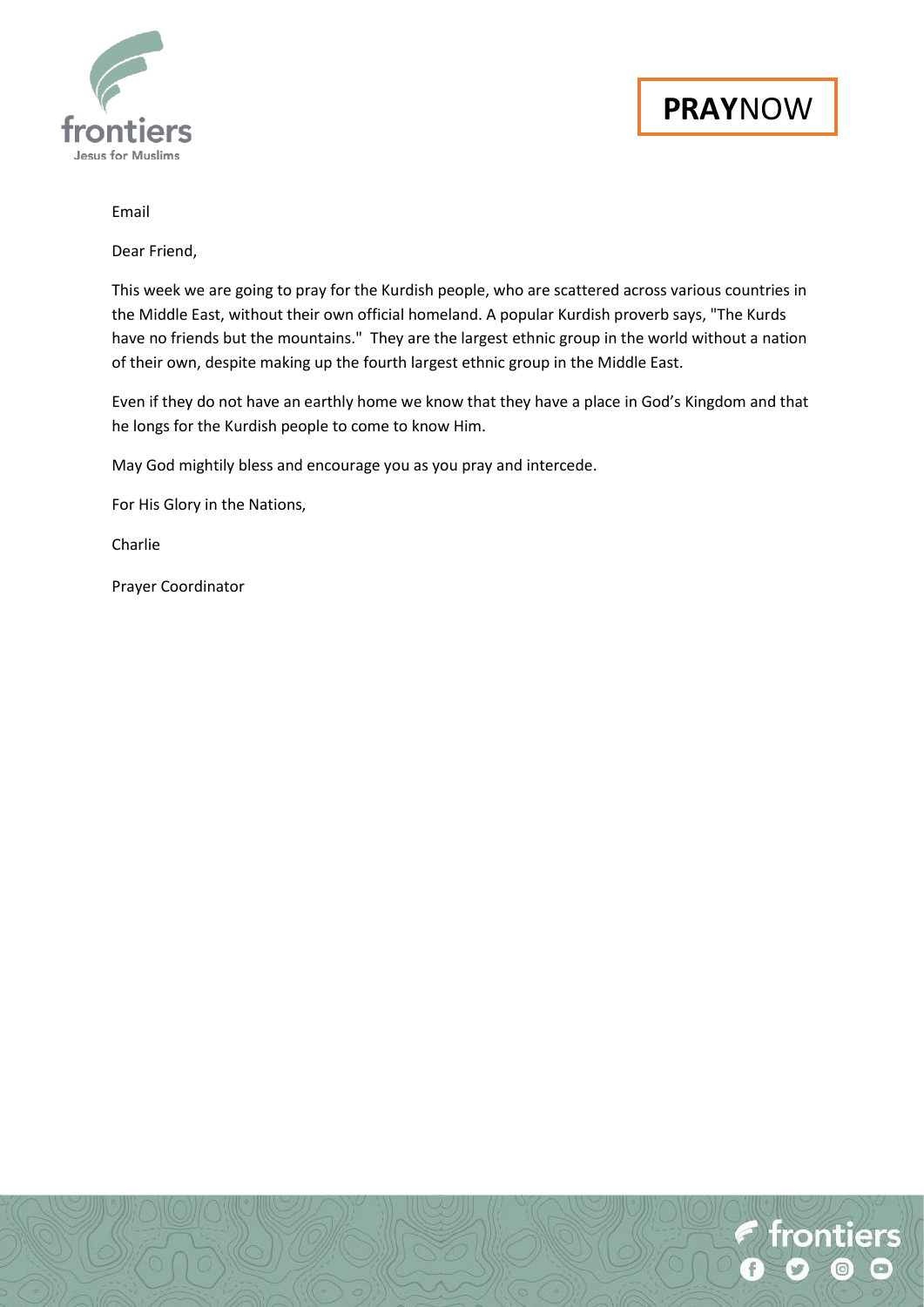**PRAY**NOW

Email

Dear Friend,

This week we are going to pray for the Kurdish people, who are scattered across various countries in the Middle East, without their own official homeland. A popular Kurdish proverb says, "The Kurds have no friends but the mountains." They are the largest ethnic group in the world without a nation of their own, despite making up the fourth largest ethnic group in the Middle East.

Even if they do not have an earthly home we know that they have a place in God's Kingdom and that he longs for the Kurdish people to come to know Him.

May God mightily bless and encourage you as you pray and intercede.

For His Glory in the Nations,

Charlie

Prayer Coordinator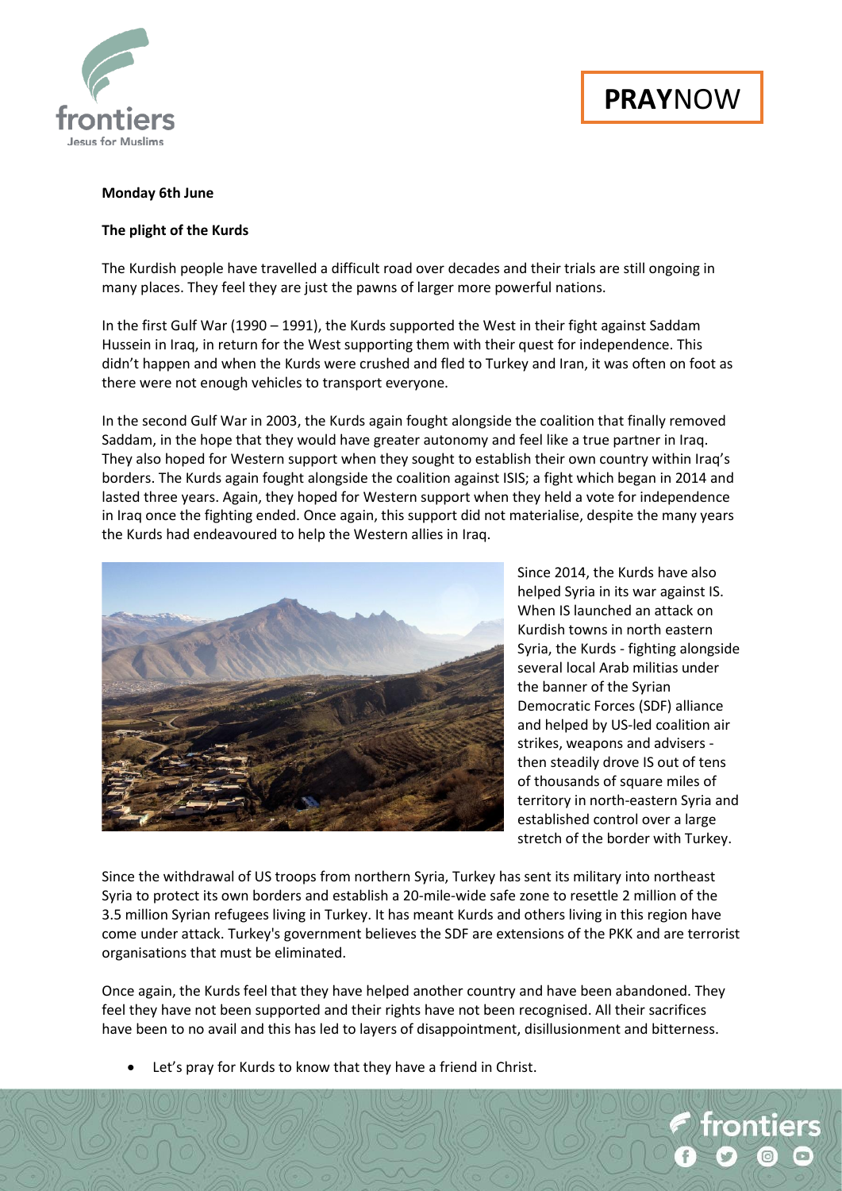**Monday 6th June**

**The plight of the Kurds**

The Kurdish people have travelled a difficult road over decades and their trials are still ongoing in many places. They feel they are just the pawns of larger more powerful nations.

In the first Gulf War (1990 – 1991), the Kurds supported the West in their fight against Saddam Hussein in Iraq, in return for the West supporting them with their quest for independence. This didn't happen and when the Kurds were crushed and fled to Turkey and Iran, it was often on foot as there were not enough vehicles to transport everyone.

In the second Gulf War in 2003, the Kurds again fought alongside the coalition that finally removed Saddam, in the hope that they would have greater autonomy and feel like a true partner in Iraq. They also hoped for Western support when they sought to establish their own country within Iraq's borders. The Kurds again fought alongside the coalition against ISIS; a fight which began in 2014 and lasted three years. Again, they hoped for Western support when they held a vote for independence in Iraq once the fighting ended. Once again, this support did not materialise, despite the many years the Kurds had endeavoured to help the Western allies in Iraq.

Since 2014, the Kurds have also helped Syria in its war against IS. When IS launched an attack on Kurdish towns in north eastern Syria, the Kurds - fighting alongside several local Arab militias under the banner of the Syrian Democratic Forces (SDF) alliance and helped by US-led coalition air strikes, weapons and advisers - then steadily drove IS out of tens of thousands of square miles of territory in north-eastern Syria and established control over a large stretch of the border with Turkey.

Since the withdrawal of US troops from northern Syria, Turkey has sent its military into northeast Syria to protect its own borders and establish a 20-mile-wide safe zone to resettle 2 million of the 3.5 million Syrian refugees living in Turkey. It has meant Kurds and others living in this region have come under attack. Turkey's government believes the SDF are extensions of the PKK and are terrorist organisations that must be eliminated.

Once again, the Kurds feel that they have helped another country and have been abandoned. They feel they have not been supported and their rights have not been recognised. All their sacrifices have been to no avail and this has led to layers of disappointment, disillusionment and bitterness.

- Let's pray for Kurds to know that they have a friend in Christ.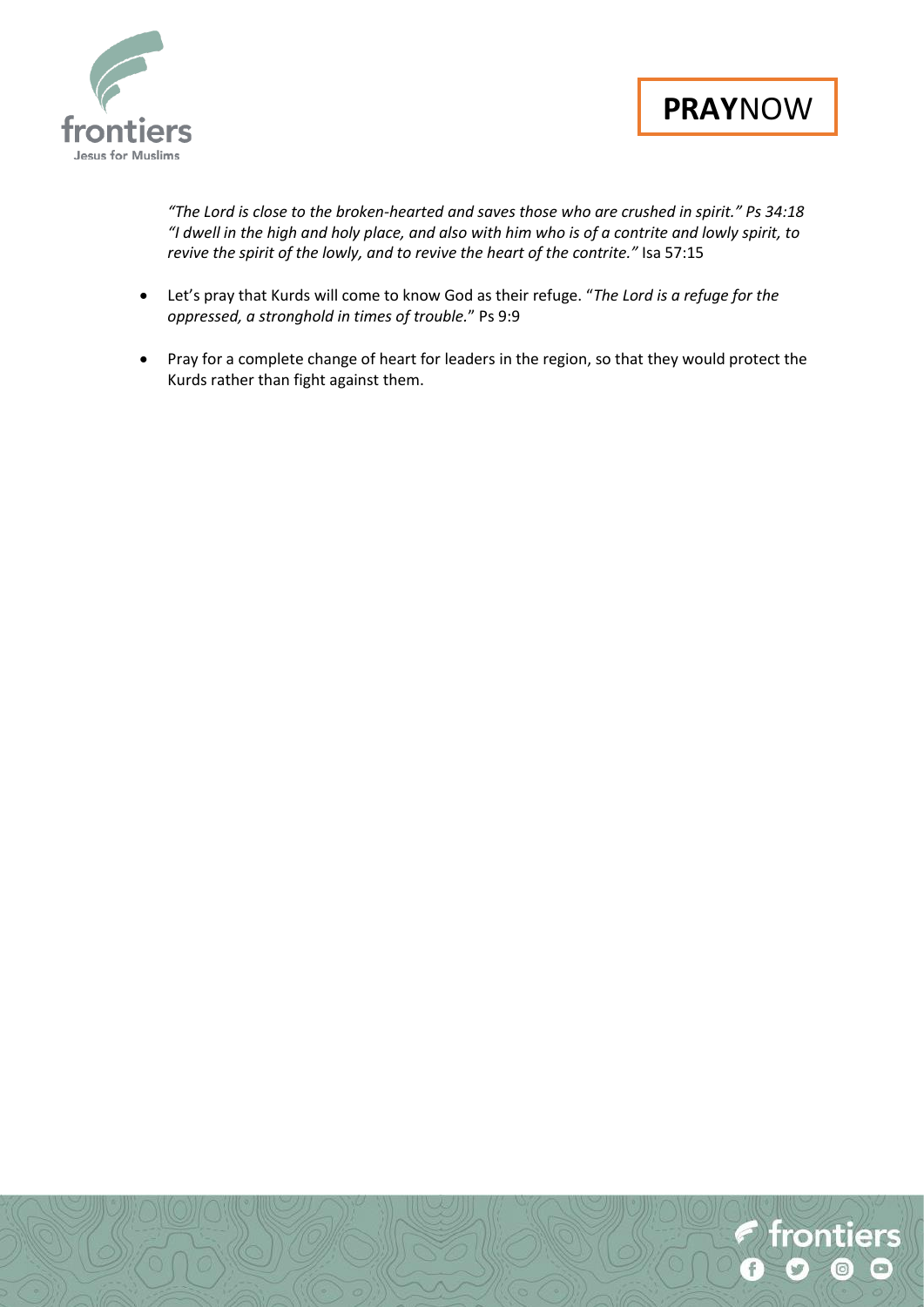*"The Lord is close to the broken-hearted and saves those who are crushed in spirit." Ps 34:18*
*"I dwell in the high and holy place, and also with him who is of a contrite and lowly spirit, to revive the spirit of the lowly, and to revive the heart of the contrite."* Isa 57:15

- Let's pray that Kurds will come to know God as their refuge. "*The Lord is a refuge for the oppressed, a stronghold in times of trouble.*" Ps 9:9

- Pray for a complete change of heart for leaders in the region, so that they would protect the Kurds rather than fight against them.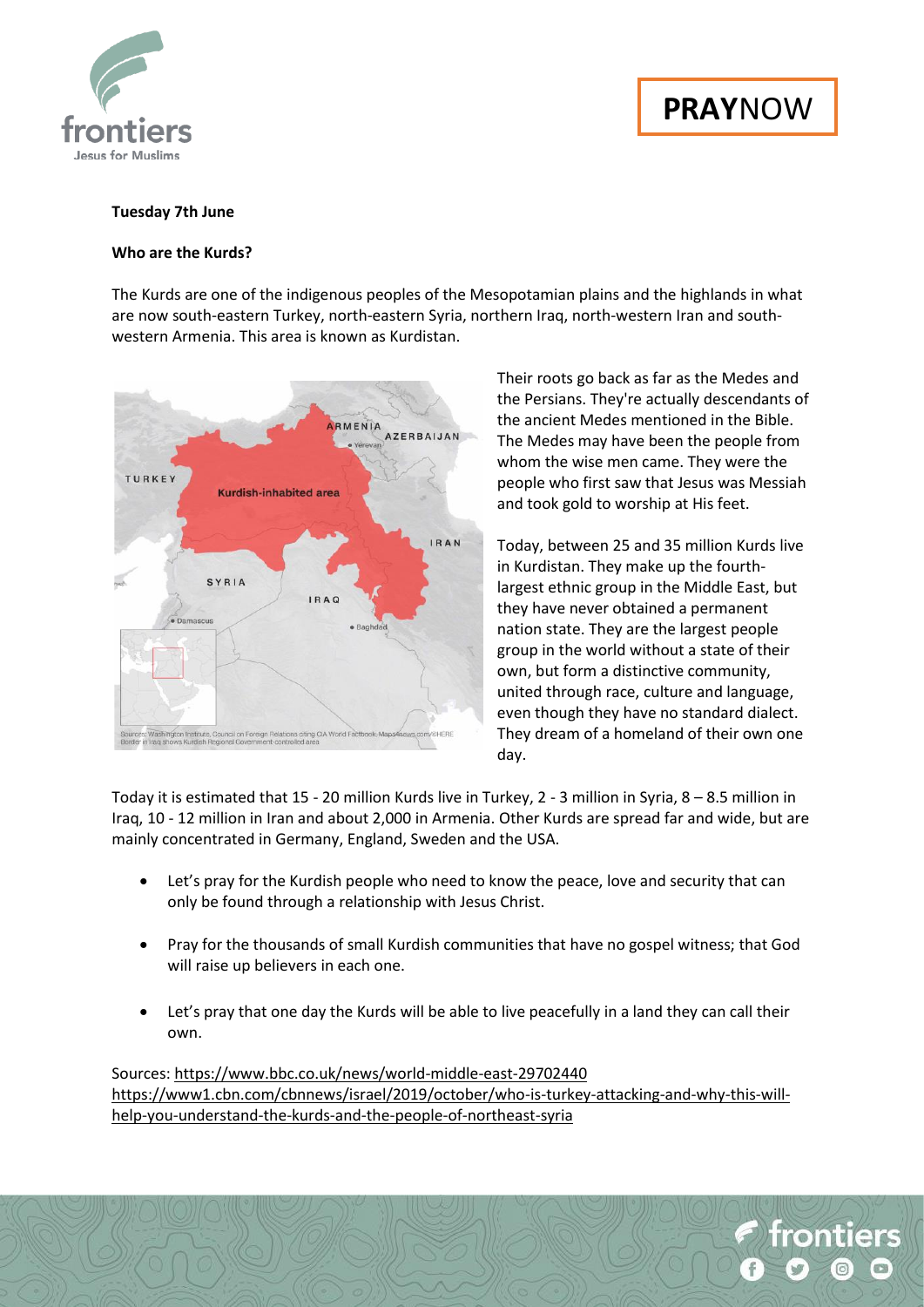**Tuesday 7th June**

**Who are the Kurds?**

The Kurds are one of the indigenous peoples of the Mesopotamian plains and the highlands in what are now south-eastern Turkey, north-eastern Syria, northern Iraq, north-western Iran and south-western Armenia. This area is known as Kurdistan.

Their roots go back as far as the Medes and the Persians. They're actually descendants of the ancient Medes mentioned in the Bible. The Medes may have been the people from whom the wise men came. They were the people who first saw that Jesus was Messiah and took gold to worship at His feet.

Today, between 25 and 35 million Kurds live in Kurdistan. They make up the fourth-largest ethnic group in the Middle East, but they have never obtained a permanent nation state. They are the largest people group in the world without a state of their own, but form a distinctive community, united through race, culture and language, even though they have no standard dialect. They dream of a homeland of their own one day.

Today it is estimated that 15 - 20 million Kurds live in Turkey, 2 - 3 million in Syria, 8 – 8.5 million in Iraq, 10 - 12 million in Iran and about 2,000 in Armenia. Other Kurds are spread far and wide, but are mainly concentrated in Germany, England, Sweden and the USA.

- Let's pray for the Kurdish people who need to know the peace, love and security that can only be found through a relationship with Jesus Christ.
- Pray for the thousands of small Kurdish communities that have no gospel witness; that God will raise up believers in each one.
- Let's pray that one day the Kurds will be able to live peacefully in a land they can call their own.

Sources: https://www.bbc.co.uk/news/world-middle-east-29702440
https://www1.cbn.com/cbnnews/israel/2019/october/who-is-turkey-attacking-and-why-this-will-help-you-understand-the-kurds-and-the-people-of-northeast-syria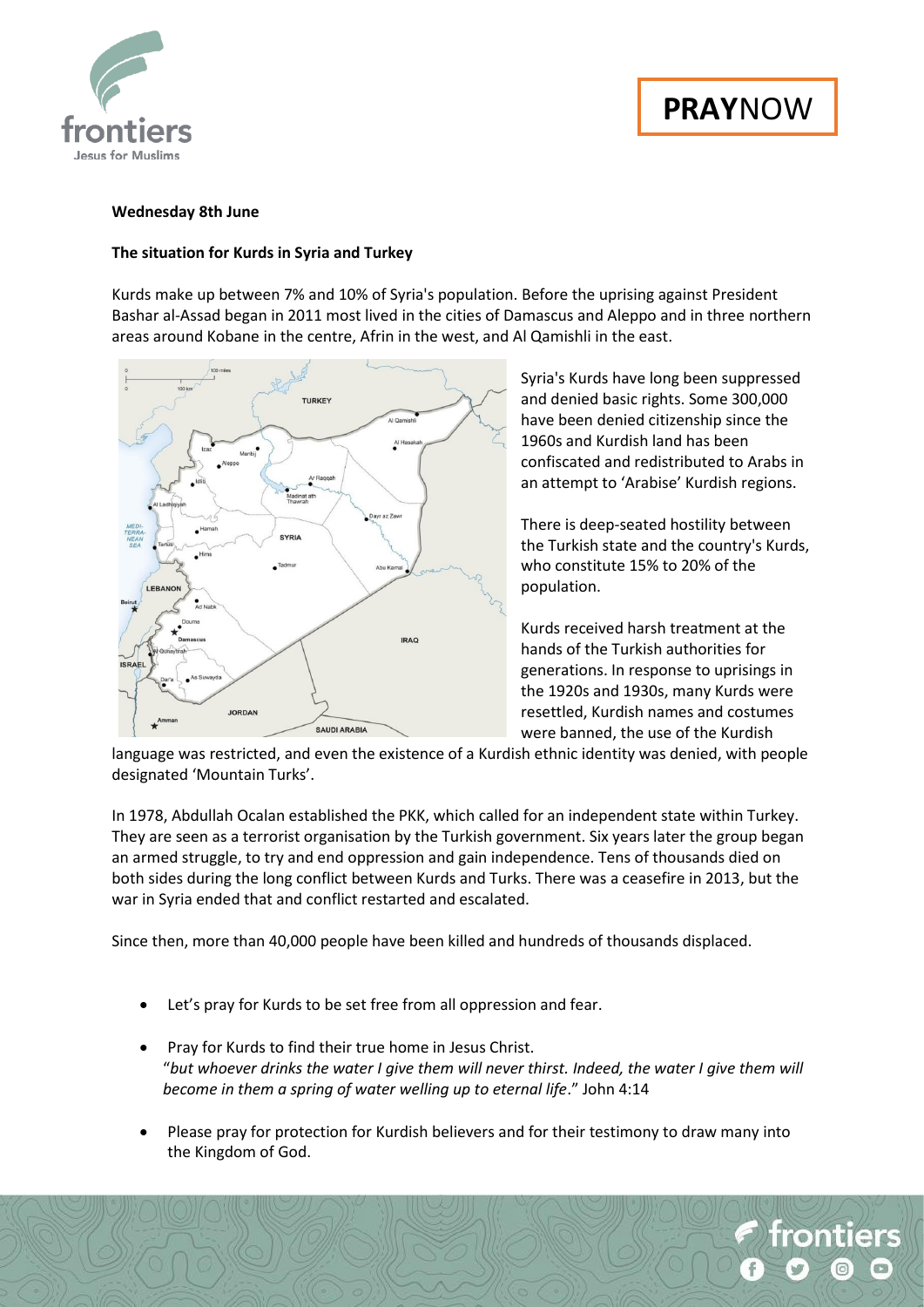**Wednesday 8th June**

**The situation for Kurds in Syria and Turkey**

Kurds make up between 7% and 10% of Syria's population. Before the uprising against President Bashar al-Assad began in 2011 most lived in the cities of Damascus and Aleppo and in three northern areas around Kobane in the centre, Afrin in the west, and Al Qamishli in the east.

Syria's Kurds have long been suppressed and denied basic rights. Some 300,000 have been denied citizenship since the 1960s and Kurdish land has been confiscated and redistributed to Arabs in an attempt to 'Arabise' Kurdish regions.

There is deep-seated hostility between the Turkish state and the country's Kurds, who constitute 15% to 20% of the population.

Kurds received harsh treatment at the hands of the Turkish authorities for generations. In response to uprisings in the 1920s and 1930s, many Kurds were resettled, Kurdish names and costumes were banned, the use of the Kurdish language was restricted, and even the existence of a Kurdish ethnic identity was denied, with people designated 'Mountain Turks'.

In 1978, Abdullah Ocalan established the PKK, which called for an independent state within Turkey. They are seen as a terrorist organisation by the Turkish government. Six years later the group began an armed struggle, to try and end oppression and gain independence. Tens of thousands died on both sides during the long conflict between Kurds and Turks. There was a ceasefire in 2013, but the war in Syria ended that and conflict restarted and escalated.

Since then, more than 40,000 people have been killed and hundreds of thousands displaced.

- Let's pray for Kurds to be set free from all oppression and fear.
- Pray for Kurds to find their true home in Jesus Christ.
  "*but whoever drinks the water I give them will never thirst. Indeed, the water I give them will become in them a spring of water welling up to eternal life*." John 4:14
- Please pray for protection for Kurdish believers and for their testimony to draw many into the Kingdom of God.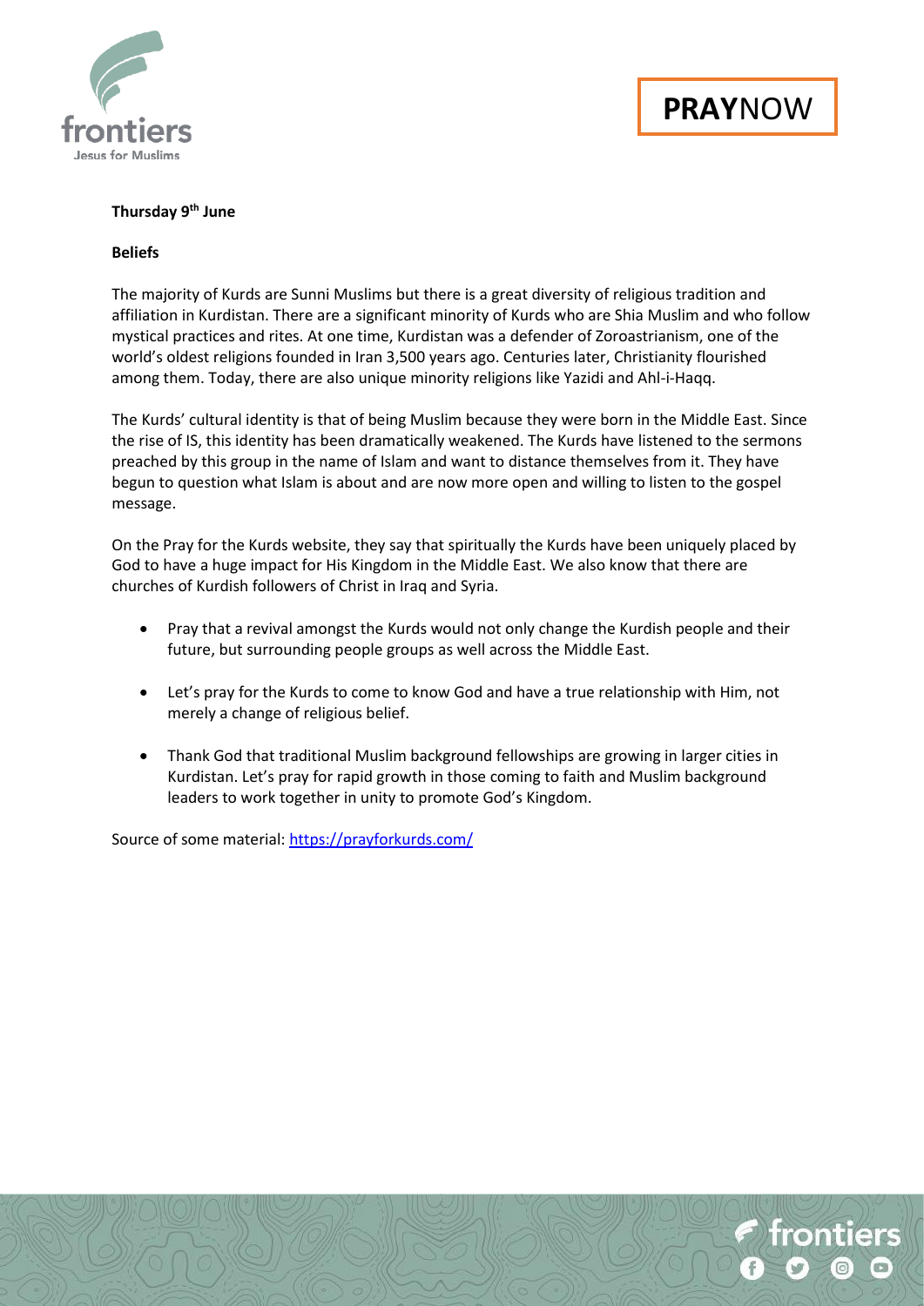**Thursday 9th June**

**Beliefs**

The majority of Kurds are Sunni Muslims but there is a great diversity of religious tradition and affiliation in Kurdistan. There are a significant minority of Kurds who are Shia Muslim and who follow mystical practices and rites. At one time, Kurdistan was a defender of Zoroastrianism, one of the world's oldest religions founded in Iran 3,500 years ago. Centuries later, Christianity flourished among them. Today, there are also unique minority religions like Yazidi and Ahl-i-Haqq.

The Kurds' cultural identity is that of being Muslim because they were born in the Middle East. Since the rise of IS, this identity has been dramatically weakened. The Kurds have listened to the sermons preached by this group in the name of Islam and want to distance themselves from it. They have begun to question what Islam is about and are now more open and willing to listen to the gospel message.

On the Pray for the Kurds website, they say that spiritually the Kurds have been uniquely placed by God to have a huge impact for His Kingdom in the Middle East. We also know that there are churches of Kurdish followers of Christ in Iraq and Syria.

- Pray that a revival amongst the Kurds would not only change the Kurdish people and their future, but surrounding people groups as well across the Middle East.
- Let's pray for the Kurds to come to know God and have a true relationship with Him, not merely a change of religious belief.
- Thank God that traditional Muslim background fellowships are growing in larger cities in Kurdistan. Let's pray for rapid growth in those coming to faith and Muslim background leaders to work together in unity to promote God's Kingdom.

Source of some material: https://prayforkurds.com/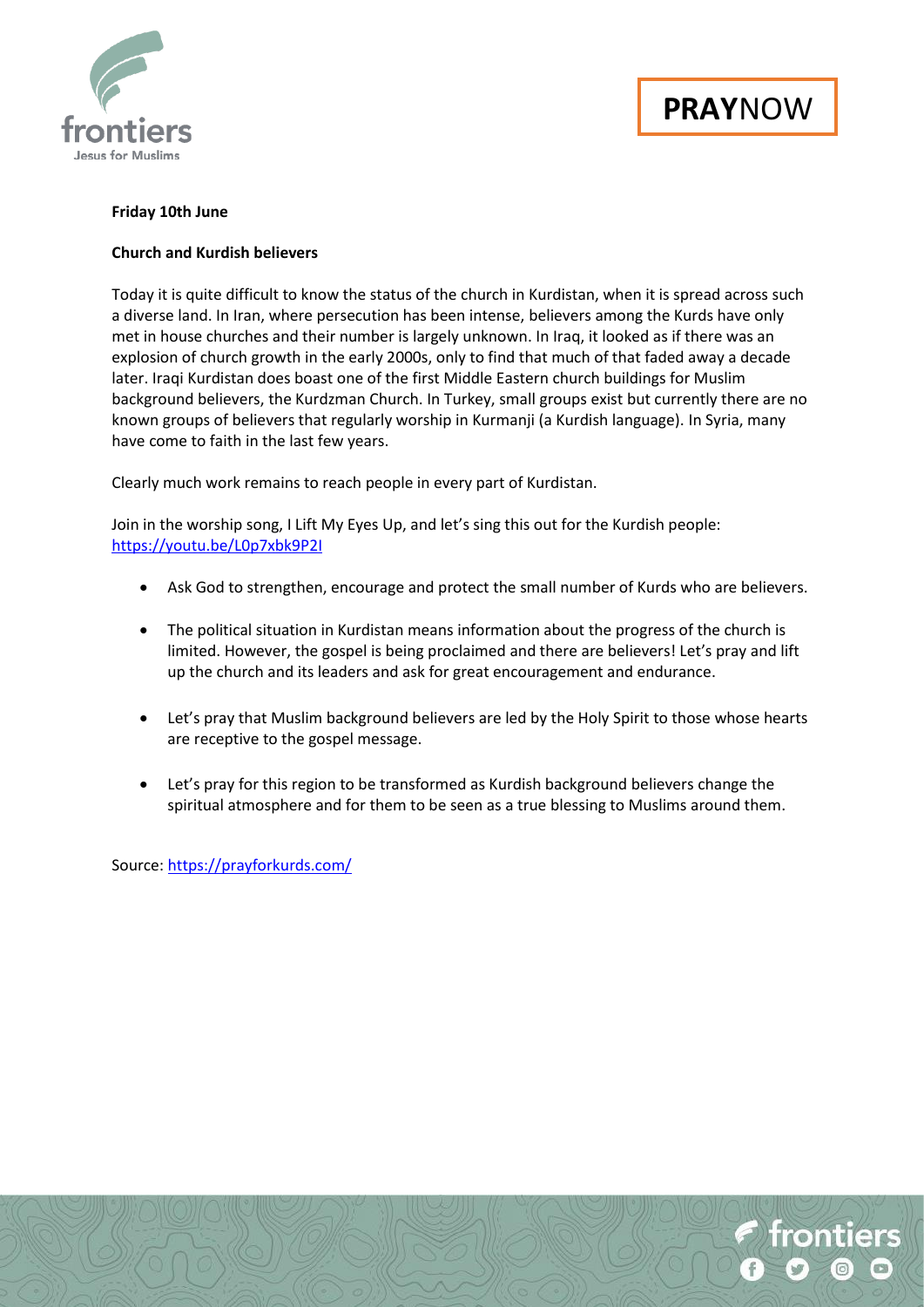**Friday 10th June**

**Church and Kurdish believers**

Today it is quite difficult to know the status of the church in Kurdistan, when it is spread across such a diverse land. In Iran, where persecution has been intense, believers among the Kurds have only met in house churches and their number is largely unknown. In Iraq, it looked as if there was an explosion of church growth in the early 2000s, only to find that much of that faded away a decade later. Iraqi Kurdistan does boast one of the first Middle Eastern church buildings for Muslim background believers, the Kurdzman Church. In Turkey, small groups exist but currently there are no known groups of believers that regularly worship in Kurmanji (a Kurdish language). In Syria, many have come to faith in the last few years.

Clearly much work remains to reach people in every part of Kurdistan.

Join in the worship song, I Lift My Eyes Up, and let's sing this out for the Kurdish people: https://youtu.be/L0p7xbk9P2I

- Ask God to strengthen, encourage and protect the small number of Kurds who are believers.
- The political situation in Kurdistan means information about the progress of the church is limited. However, the gospel is being proclaimed and there are believers! Let's pray and lift up the church and its leaders and ask for great encouragement and endurance.
- Let's pray that Muslim background believers are led by the Holy Spirit to those whose hearts are receptive to the gospel message.
- Let's pray for this region to be transformed as Kurdish background believers change the spiritual atmosphere and for them to be seen as a true blessing to Muslims around them.

Source: https://prayforkurds.com/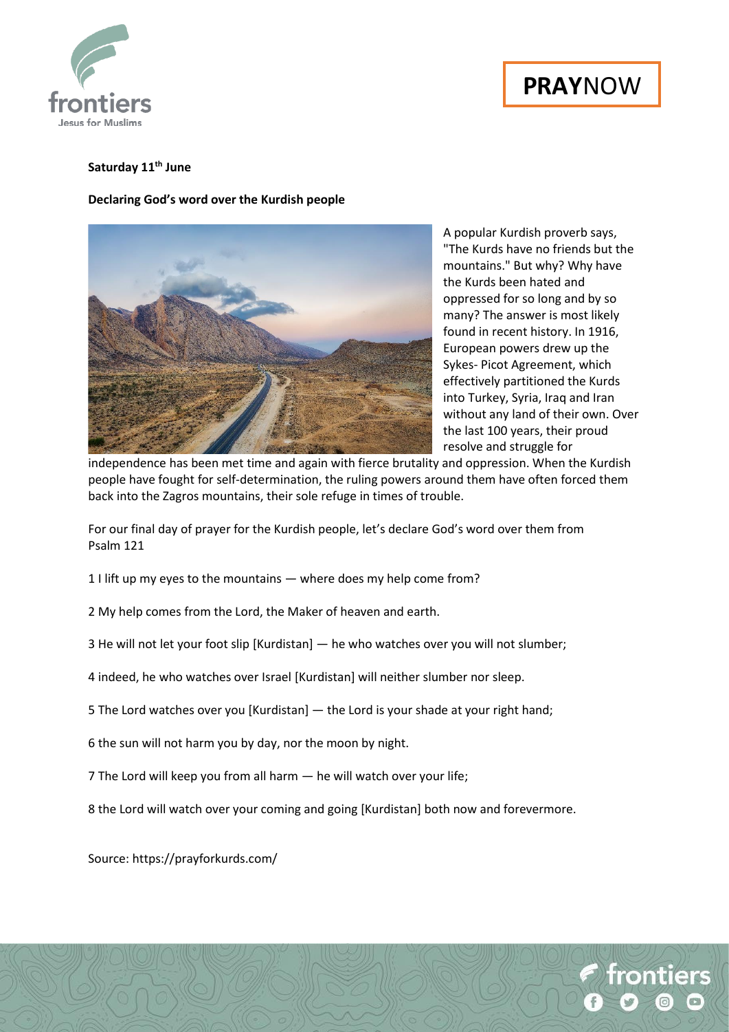**PRAYNOW**

**Saturday 11th June**

**Declaring God's word over the Kurdish people**

A popular Kurdish proverb says, "The Kurds have no friends but the mountains." But why? Why have the Kurds been hated and oppressed for so long and by so many? The answer is most likely found in recent history. In 1916, European powers drew up the Sykes- Picot Agreement, which effectively partitioned the Kurds into Turkey, Syria, Iraq and Iran without any land of their own. Over the last 100 years, their proud resolve and struggle for independence has been met time and again with fierce brutality and oppression. When the Kurdish people have fought for self-determination, the ruling powers around them have often forced them back into the Zagros mountains, their sole refuge in times of trouble.

For our final day of prayer for the Kurdish people, let's declare God's word over them from Psalm 121

1 I lift up my eyes to the mountains — where does my help come from?

2 My help comes from the Lord, the Maker of heaven and earth.

3 He will not let your foot slip [Kurdistan] — he who watches over you will not slumber;

4 indeed, he who watches over Israel [Kurdistan] will neither slumber nor sleep.

5 The Lord watches over you [Kurdistan] — the Lord is your shade at your right hand;

6 the sun will not harm you by day, nor the moon by night.

7 The Lord will keep you from all harm — he will watch over your life;

8 the Lord will watch over your coming and going [Kurdistan] both now and forevermore.

Source: https://prayforkurds.com/